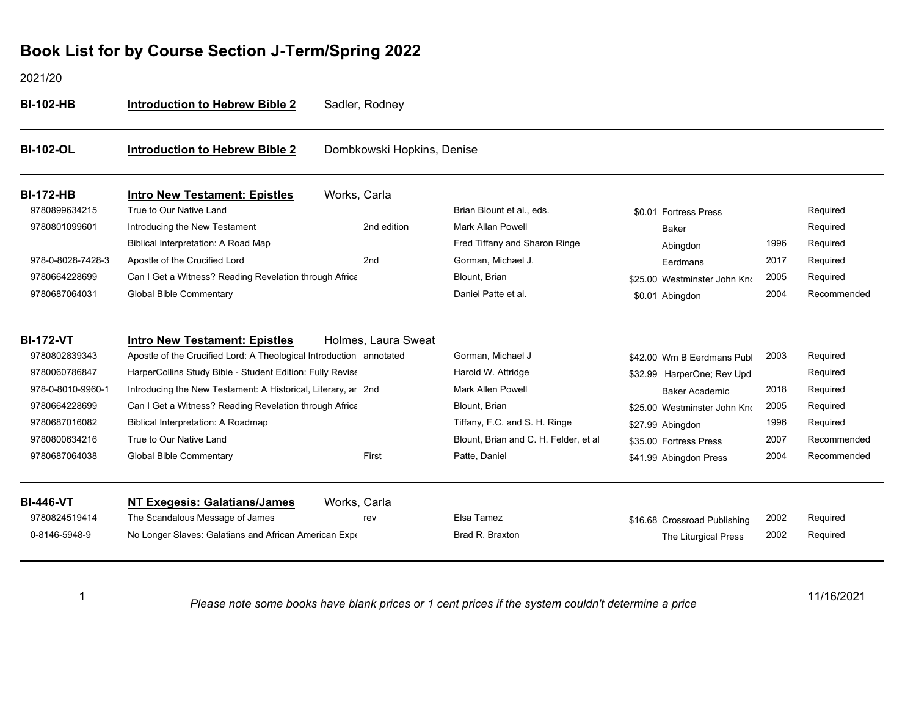# Book List for by Course Section J-Term/Spring 2022

2021/20

**BI-102-HB** **Introduction to Hebrew Bible 2** Sadler, Rodney

---

**BI-102-OL** **Introduction to Hebrew Bible 2** Dombkowski Hopkins, Denise

---

**BI-172-HB** **Intro New Testament: Epistles** Works, Carla

| ISBN | Title | Edition | Author | Price | Publisher | Year | Status |
|---|---|---|---|---|---|---|---|
| 9780899634215 | True to Our Native Land | | Brian Blount et al., eds. | $0.01 | Fortress Press | | Required |
| 9780801099601 | Introducing the New Testament | 2nd edition | Mark Allan Powell | | Baker | | Required |
| | Biblical Interpretation: A Road Map | | Fred Tiffany and Sharon Ringe | | Abingdon | 1996 | Required |
| 978-0-8028-7428-3 | Apostle of the Crucified Lord | 2nd | Gorman, Michael J. | | Eerdmans | 2017 | Required |
| 9780664228699 | Can I Get a Witness? Reading Revelation through Africa | | Blount, Brian | $25.00 | Westminster John Kno | 2005 | Required |
| 9780687064031 | Global Bible Commentary | | Daniel Patte et al. | $0.01 | Abingdon | 2004 | Recommended |

---

**BI-172-VT** **Intro New Testament: Epistles** Holmes, Laura Sweat

| ISBN | Title | Edition | Author | Price | Publisher | Year | Status |
|---|---|---|---|---|---|---|---|
| 9780802839343 | Apostle of the Crucified Lord: A Theological Introduction | annotated | Gorman, Michael J | $42.00 | Wm B Eerdmans Publ | 2003 | Required |
| 9780060786847 | HarperCollins Study Bible - Student Edition: Fully Revise | | Harold W. Attridge | $32.99 | HarperOne; Rev Upd | | Required |
| 978-0-8010-9960-1 | Introducing the New Testament: A Historical, Literary, ar | 2nd | Mark Allen Powell | | Baker Academic | 2018 | Required |
| 9780664228699 | Can I Get a Witness? Reading Revelation through Africa | | Blount, Brian | $25.00 | Westminster John Kno | 2005 | Required |
| 9780687016082 | Biblical Interpretation: A Roadmap | | Tiffany, F.C. and S. H. Ringe | $27.99 | Abingdon | 1996 | Required |
| 9780800634216 | True to Our Native Land | | Blount, Brian and C. H. Felder, et al | $35.00 | Fortress Press | 2007 | Recommended |
| 9780687064038 | Global Bible Commentary | First | Patte, Daniel | $41.99 | Abingdon Press | 2004 | Recommended |

---

**BI-446-VT** **NT Exegesis: Galatians/James** Works, Carla

| ISBN | Title | Edition | Author | Price | Publisher | Year | Status |
|---|---|---|---|---|---|---|---|
| 9780824519414 | The Scandalous Message of James | rev | Elsa Tamez | $16.68 | Crossroad Publishing | 2002 | Required |
| 0-8146-5948-9 | No Longer Slaves: Galatians and African American Expe | | Brad R. Braxton | | The Liturgical Press | 2002 | Required |

---

*Please note some books have blank prices or 1 cent prices if the system couldn't determine a price*

11/16/2021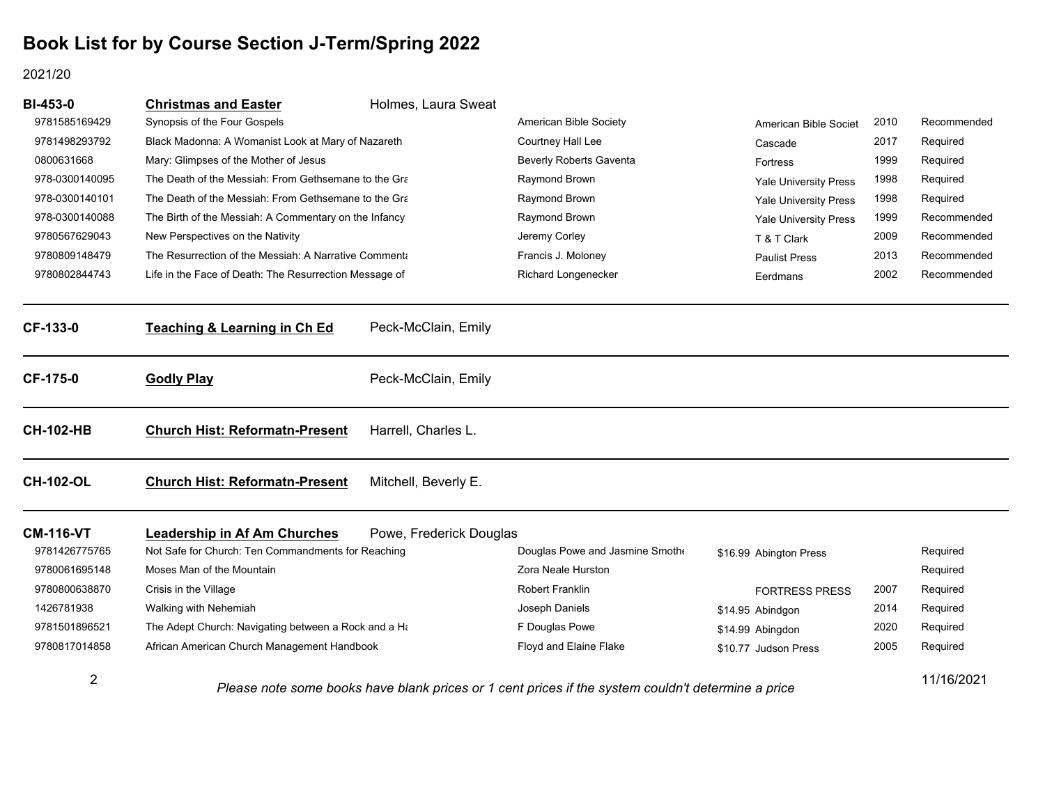# Book List for by Course Section J-Term/Spring 2022

2021/20

## BI-453-0 — Christmas and Easter — Holmes, Laura Sweat

| ISBN | Title | Author | Price | Publisher | Year | Status |
|---|---|---|---|---|---|---|
| 9781585169429 | Synopsis of the Four Gospels | American Bible Society | | American Bible Societ | 2010 | Recommended |
| 9781498293792 | Black Madonna: A Womanist Look at Mary of Nazareth | Courtney Hall Lee | | Cascade | 2017 | Required |
| 0800631668 | Mary: Glimpses of the Mother of Jesus | Beverly Roberts Gaventa | | Fortress | 1999 | Required |
| 978-0300140095 | The Death of the Messiah: From Gethsemane to the Gra | Raymond Brown | | Yale University Press | 1998 | Required |
| 978-0300140101 | The Death of the Messiah: From Gethsemane to the Gra | Raymond Brown | | Yale University Press | 1998 | Required |
| 978-0300140088 | The Birth of the Messiah: A Commentary on the Infancy | Raymond Brown | | Yale University Press | 1999 | Recommended |
| 9780567629043 | New Perspectives on the Nativity | Jeremy Corley | | T & T Clark | 2009 | Recommended |
| 9780809148479 | The Resurrection of the Messiah: A Narrative Commenta | Francis J. Moloney | | Paulist Press | 2013 | Recommended |
| 9780802844743 | Life in the Face of Death: The Resurrection Message of | Richard Longenecker | | Eerdmans | 2002 | Recommended |

## CF-133-0 — Teaching & Learning in Ch Ed — Peck-McClain, Emily

## CF-175-0 — Godly Play — Peck-McClain, Emily

## CH-102-HB — Church Hist: Reformatn-Present — Harrell, Charles L.

## CH-102-OL — Church Hist: Reformatn-Present — Mitchell, Beverly E.

## CM-116-VT — Leadership in Af Am Churches — Powe, Frederick Douglas

| ISBN | Title | Author | Price | Publisher | Year | Status |
|---|---|---|---|---|---|---|
| 9781426775765 | Not Safe for Church: Ten Commandments for Reaching | Douglas Powe and Jasmine Smothe | $16.99 | Abington Press | | Required |
| 9780061695148 | Moses Man of the Mountain | Zora Neale Hurston | | | | Required |
| 9780800638870 | Crisis in the Village | Robert Franklin | | FORTRESS PRESS | 2007 | Required |
| 1426781938 | Walking with Nehemiah | Joseph Daniels | $14.95 | Abindgon | 2014 | Required |
| 9781501896521 | The Adept Church: Navigating between a Rock and a Ha | F Douglas Powe | $14.99 | Abingdon | 2020 | Required |
| 9780817014858 | African American Church Management Handbook | Floyd and Elaine Flake | $10.77 | Judson Press | 2005 | Required |

*Please note some books have blank prices or 1 cent prices if the system couldn't determine a price*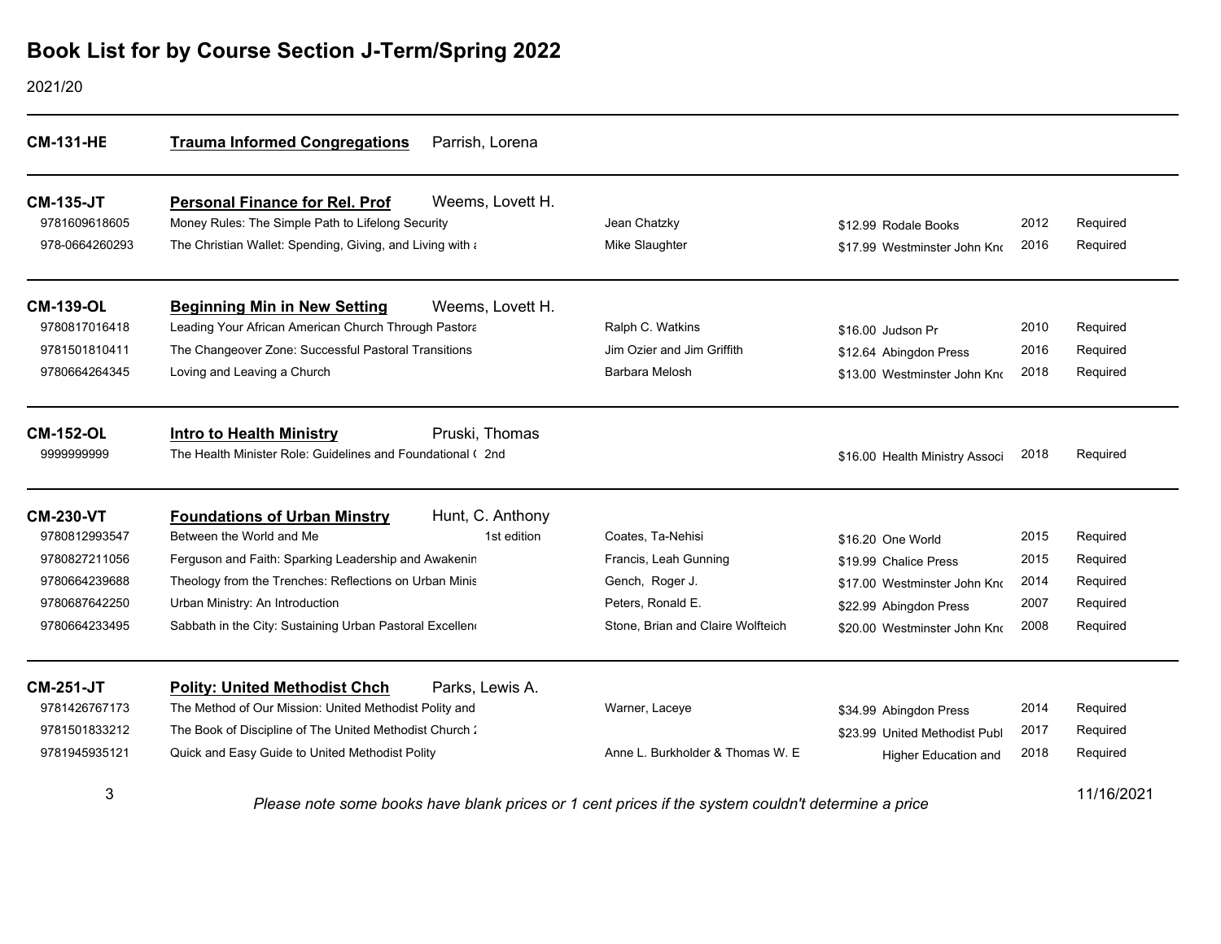# Book List for by Course Section J-Term/Spring 2022

2021/20

---

**CM-131-HE** **Trauma Informed Congregations** Parrish, Lorena

---

**CM-135-JT** **Personal Finance for Rel. Prof** Weems, Lovett H.

| ISBN | Title | Edition | Author | Price | Publisher | Year | Status |
|---|---|---|---|---|---|---|---|
| 9781609618605 | Money Rules: The Simple Path to Lifelong Security | | Jean Chatzky | $12.99 | Rodale Books | 2012 | Required |
| 978-0664260293 | The Christian Wallet: Spending, Giving, and Living with a | | Mike Slaughter | $17.99 | Westminster John Kno | 2016 | Required |

---

**CM-139-OL** **Beginning Min in New Setting** Weems, Lovett H.

| ISBN | Title | Edition | Author | Price | Publisher | Year | Status |
|---|---|---|---|---|---|---|---|
| 9780817016418 | Leading Your African American Church Through Pastora | | Ralph C. Watkins | $16.00 | Judson Pr | 2010 | Required |
| 9781501810411 | The Changeover Zone: Successful Pastoral Transitions | | Jim Ozier and Jim Griffith | $12.64 | Abingdon Press | 2016 | Required |
| 9780664264345 | Loving and Leaving a Church | | Barbara Melosh | $13.00 | Westminster John Kno | 2018 | Required |

---

**CM-152-OL** **Intro to Health Ministry** Pruski, Thomas

| ISBN | Title | Edition | Author | Price | Publisher | Year | Status |
|---|---|---|---|---|---|---|---|
| 9999999999 | The Health Minister Role: Guidelines and Foundational ( | 2nd | | $16.00 | Health Ministry Associ | 2018 | Required |

---

**CM-230-VT** **Foundations of Urban Minstry** Hunt, C. Anthony

| ISBN | Title | Edition | Author | Price | Publisher | Year | Status |
|---|---|---|---|---|---|---|---|
| 9780812993547 | Between the World and Me | 1st edition | Coates, Ta-Nehisi | $16.20 | One World | 2015 | Required |
| 9780827211056 | Ferguson and Faith: Sparking Leadership and Awakenin | | Francis, Leah Gunning | $19.99 | Chalice Press | 2015 | Required |
| 9780664239688 | Theology from the Trenches: Reflections on Urban Minis | | Gench, Roger J. | $17.00 | Westminster John Kno | 2014 | Required |
| 9780687642250 | Urban Ministry: An Introduction | | Peters, Ronald E. | $22.99 | Abingdon Press | 2007 | Required |
| 9780664233495 | Sabbath in the City: Sustaining Urban Pastoral Excellen | | Stone, Brian and Claire Wolfteich | $20.00 | Westminster John Kno | 2008 | Required |

---

**CM-251-JT** **Polity: United Methodist Chch** Parks, Lewis A.

| ISBN | Title | Edition | Author | Price | Publisher | Year | Status |
|---|---|---|---|---|---|---|---|
| 9781426767173 | The Method of Our Mission: United Methodist Polity and | | Warner, Laceye | $34.99 | Abingdon Press | 2014 | Required |
| 9781501833212 | The Book of Discipline of The United Methodist Church 2 | | | $23.99 | United Methodist Publ | 2017 | Required |
| 9781945935121 | Quick and Easy Guide to United Methodist Polity | | Anne L. Burkholder & Thomas W. E | | Higher Education and | 2018 | Required |

*Please note some books have blank prices or 1 cent prices if the system couldn't determine a price*

11/16/2021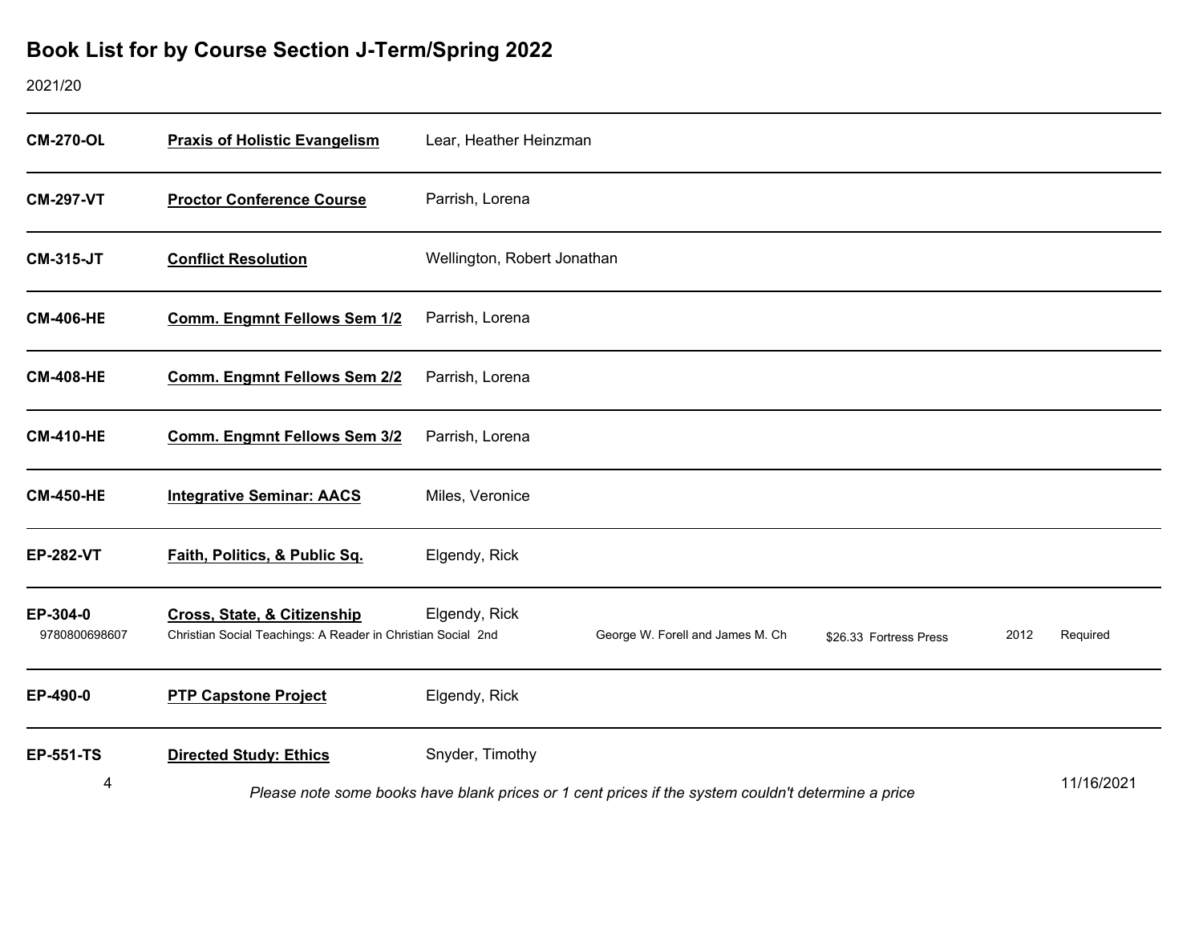# Book List for by Course Section J-Term/Spring 2022

2021/20

| Course | Title | Instructor / Author | | | | |
|---|---|---|---|---|---|---|
| **CM-270-OL** | **Praxis of Holistic Evangelism** | Lear, Heather Heinzman | | | | |
| **CM-297-VT** | **Proctor Conference Course** | Parrish, Lorena | | | | |
| **CM-315-JT** | **Conflict Resolution** | Wellington, Robert Jonathan | | | | |
| **CM-406-HE** | **Comm. Engmnt Fellows Sem 1/2** | Parrish, Lorena | | | | |
| **CM-408-HE** | **Comm. Engmnt Fellows Sem 2/2** | Parrish, Lorena | | | | |
| **CM-410-HE** | **Comm. Engmnt Fellows Sem 3/2** | Parrish, Lorena | | | | |
| **CM-450-HE** | **Integrative Seminar: AACS** | Miles, Veronice | | | | |
| **EP-282-VT** | **Faith, Politics, & Public Sq.** | Elgendy, Rick | | | | |
| **EP-304-0** | **Cross, State, & Citizenship** | Elgendy, Rick | | | | |
| 9780800698607 | Christian Social Teachings: A Reader in Christian Social 2nd | George W. Forell and James M. Ch | $26.33 | Fortress Press | 2012 | Required |
| **EP-490-0** | **PTP Capstone Project** | Elgendy, Rick | | | | |
| **EP-551-TS** | **Directed Study: Ethics** | Snyder, Timothy | | | | |

*Please note some books have blank prices or 1 cent prices if the system couldn't determine a price*

11/16/2021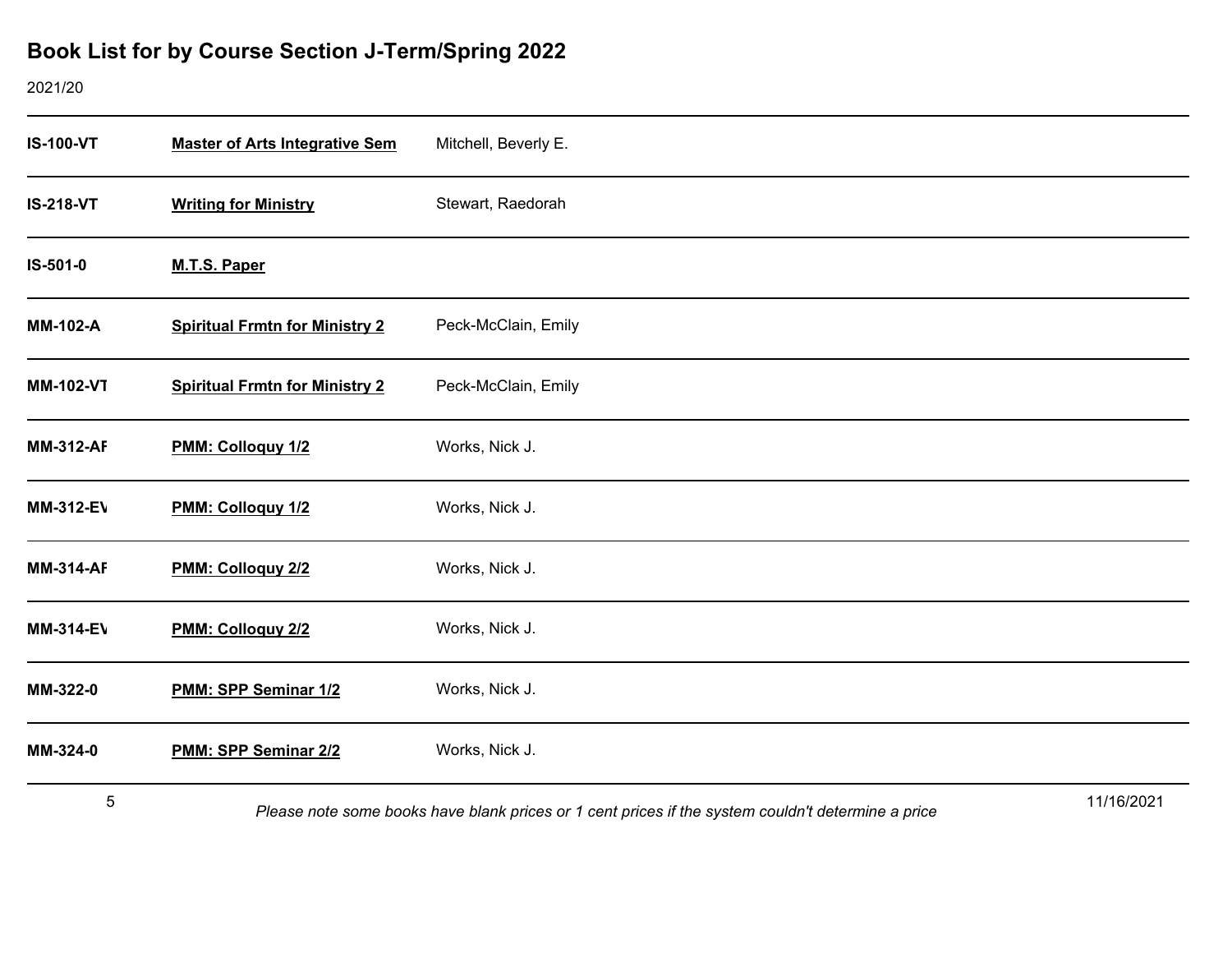# Book List for by Course Section J-Term/Spring 2022

2021/20

| | | |
|---|---|---|
| **IS-100-VT** | **Master of Arts Integrative Sem** | Mitchell, Beverly E. |
| **IS-218-VT** | **Writing for Ministry** | Stewart, Raedorah |
| **IS-501-0** | **M.T.S. Paper** | |
| **MM-102-A** | **Spiritual Frmtn for Ministry 2** | Peck-McClain, Emily |
| **MM-102-VT** | **Spiritual Frmtn for Ministry 2** | Peck-McClain, Emily |
| **MM-312-AF** | **PMM: Colloquy 1/2** | Works, Nick J. |
| **MM-312-EV** | **PMM: Colloquy 1/2** | Works, Nick J. |
| **MM-314-AF** | **PMM: Colloquy 2/2** | Works, Nick J. |
| **MM-314-EV** | **PMM: Colloquy 2/2** | Works, Nick J. |
| **MM-322-0** | **PMM: SPP Seminar 1/2** | Works, Nick J. |
| **MM-324-0** | **PMM: SPP Seminar 2/2** | Works, Nick J. |

*Please note some books have blank prices or 1 cent prices if the system couldn't determine a price*

11/16/2021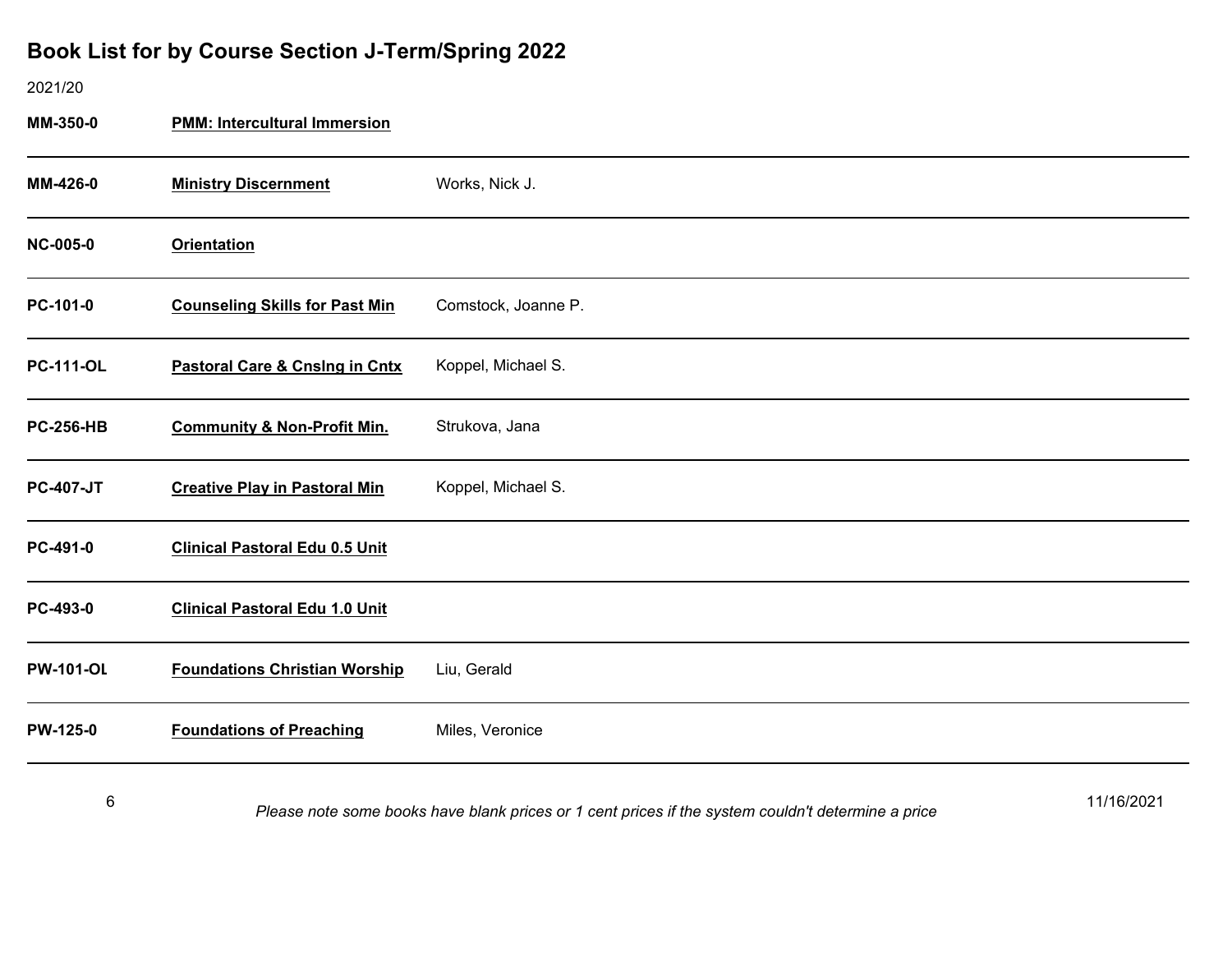## Book List for by Course Section J-Term/Spring 2022

2021/20

| Course | Title | Instructor |
|---|---|---|
| **MM-350-0** | **PMM: Intercultural Immersion** | |
| **MM-426-0** | **Ministry Discernment** | Works, Nick J. |
| **NC-005-0** | **Orientation** | |
| **PC-101-0** | **Counseling Skills for Past Min** | Comstock, Joanne P. |
| **PC-111-OL** | **Pastoral Care & Cnslng in Cntx** | Koppel, Michael S. |
| **PC-256-HB** | **Community & Non-Profit Min.** | Strukova, Jana |
| **PC-407-JT** | **Creative Play in Pastoral Min** | Koppel, Michael S. |
| **PC-491-0** | **Clinical Pastoral Edu 0.5 Unit** | |
| **PC-493-0** | **Clinical Pastoral Edu 1.0 Unit** | |
| **PW-101-OL** | **Foundations Christian Worship** | Liu, Gerald |
| **PW-125-0** | **Foundations of Preaching** | Miles, Veronice |

*Please note some books have blank prices or 1 cent prices if the system couldn't determine a price*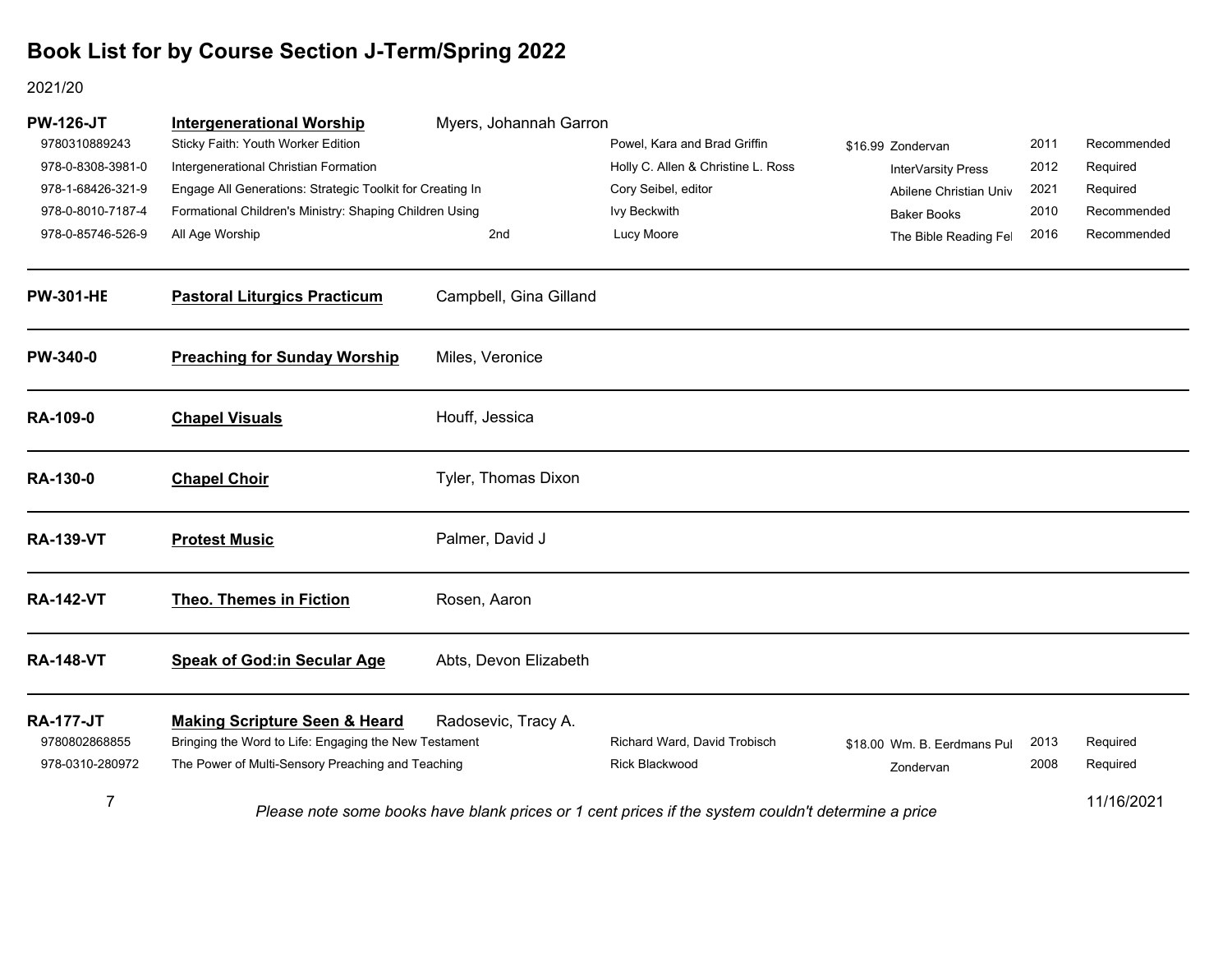# Book List for by Course Section J-Term/Spring 2022

2021/20

**PW-126-JT** | **Intergenerational Worship** | Myers, Johannah Garron

| ISBN | Title | Edition | Author | Price | Publisher | Year | Status |
|---|---|---|---|---|---|---|---|
| 9780310889243 | Sticky Faith: Youth Worker Edition | | Powel, Kara and Brad Griffin | $16.99 | Zondervan | 2011 | Recommended |
| 978-0-8308-3981-0 | Intergenerational Christian Formation | | Holly C. Allen & Christine L. Ross | | InterVarsity Press | 2012 | Required |
| 978-1-68426-321-9 | Engage All Generations: Strategic Toolkit for Creating In | | Cory Seibel, editor | | Abilene Christian Univ | 2021 | Required |
| 978-0-8010-7187-4 | Formational Children's Ministry: Shaping Children Using | | Ivy Beckwith | | Baker Books | 2010 | Recommended |
| 978-0-85746-526-9 | All Age Worship | 2nd | Lucy Moore | | The Bible Reading Fel | 2016 | Recommended |

---

**PW-301-HE** | **Pastoral Liturgics Practicum** | Campbell, Gina Gilland

---

**PW-340-0** | **Preaching for Sunday Worship** | Miles, Veronice

---

**RA-109-0** | **Chapel Visuals** | Houff, Jessica

---

**RA-130-0** | **Chapel Choir** | Tyler, Thomas Dixon

---

**RA-139-VT** | **Protest Music** | Palmer, David J

---

**RA-142-VT** | **Theo. Themes in Fiction** | Rosen, Aaron

---

**RA-148-VT** | **Speak of God:in Secular Age** | Abts, Devon Elizabeth

---

**RA-177-JT** | **Making Scripture Seen & Heard** | Radosevic, Tracy A.

| ISBN | Title | Edition | Author | Price | Publisher | Year | Status |
|---|---|---|---|---|---|---|---|
| 9780802868855 | Bringing the Word to Life: Engaging the New Testament | | Richard Ward, David Trobisch | $18.00 | Wm. B. Eerdmans Pul | 2013 | Required |
| 978-0310-280972 | The Power of Multi-Sensory Preaching and Teaching | | Rick Blackwood | | Zondervan | 2008 | Required |

*Please note some books have blank prices or 1 cent prices if the system couldn't determine a price*

11/16/2021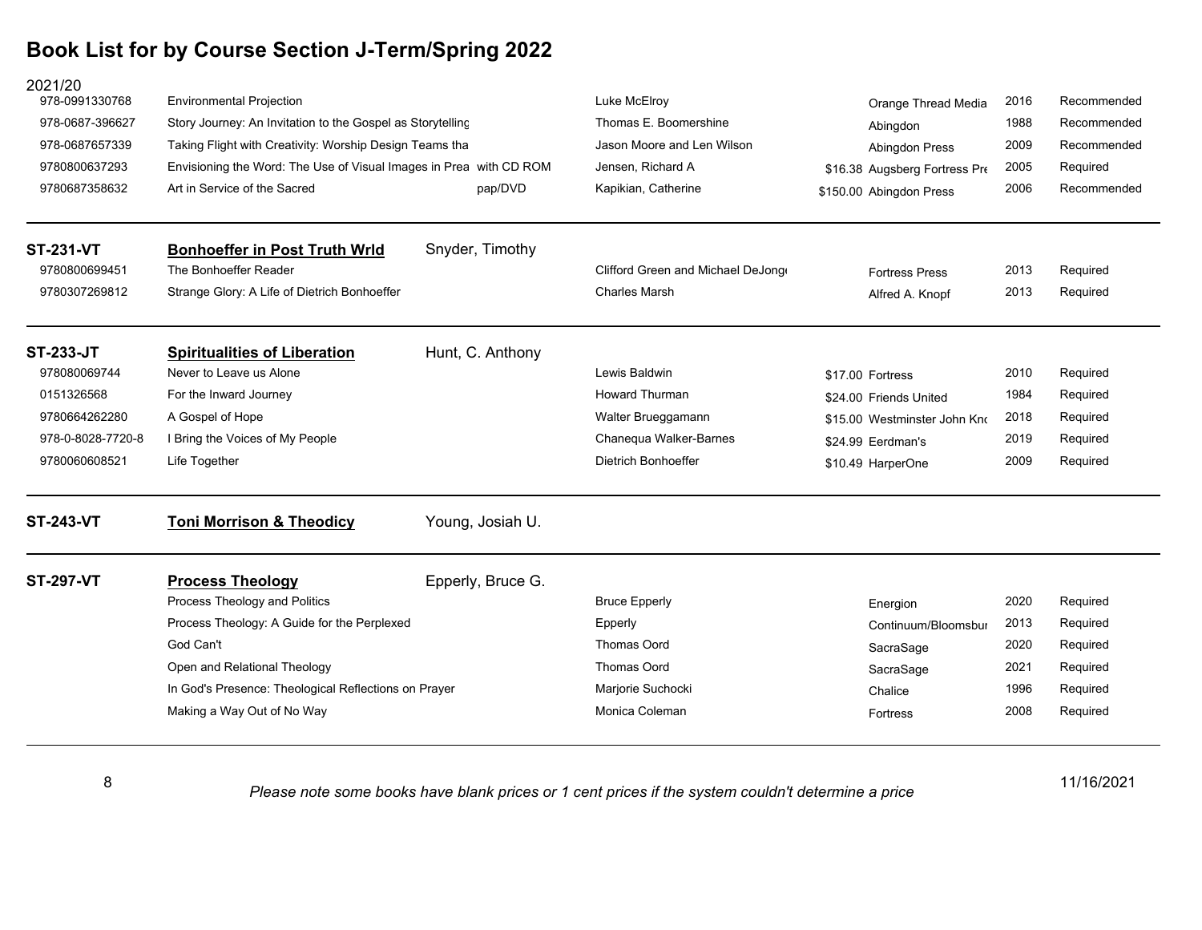# Book List for by Course Section J-Term/Spring 2022

2021/20

| ISBN | Title | Edition | Author | Price | Publisher | Year | Status |
|---|---|---|---|---|---|---|---|
| 978-0991330768 | Environmental Projection | | Luke McElroy | | Orange Thread Media | 2016 | Recommended |
| 978-0687-396627 | Story Journey: An Invitation to the Gospel as Storytelling | | Thomas E. Boomershine | | Abingdon | 1988 | Recommended |
| 978-0687657339 | Taking Flight with Creativity: Worship Design Teams tha | | Jason Moore and Len Wilson | | Abingdon Press | 2009 | Recommended |
| 9780800637293 | Envisioning the Word: The Use of Visual Images in Prea | with CD ROM | Jensen, Richard A | $16.38 | Augsberg Fortress Pre | 2005 | Required |
| 9780687358632 | Art in Service of the Sacred | pap/DVD | Kapikian, Catherine | $150.00 | Abingdon Press | 2006 | Recommended |

## ST-231-VT — **Bonhoeffer in Post Truth Wrld** — Snyder, Timothy

| ISBN | Title | Edition | Author | Price | Publisher | Year | Status |
|---|---|---|---|---|---|---|---|
| 9780800699451 | The Bonhoeffer Reader | | Clifford Green and Michael DeJong | | Fortress Press | 2013 | Required |
| 9780307269812 | Strange Glory: A Life of Dietrich Bonhoeffer | | Charles Marsh | | Alfred A. Knopf | 2013 | Required |

## ST-233-JT — **Spiritualities of Liberation** — Hunt, C. Anthony

| ISBN | Title | Edition | Author | Price | Publisher | Year | Status |
|---|---|---|---|---|---|---|---|
| 978080069744 | Never to Leave us Alone | | Lewis Baldwin | $17.00 | Fortress | 2010 | Required |
| 0151326568 | For the Inward Journey | | Howard Thurman | $24.00 | Friends United | 1984 | Required |
| 9780664262280 | A Gospel of Hope | | Walter Brueggamann | $15.00 | Westminster John Kno | 2018 | Required |
| 978-0-8028-7720-8 | I Bring the Voices of My People | | Chanequa Walker-Barnes | $24.99 | Eerdman's | 2019 | Required |
| 9780060608521 | Life Together | | Dietrich Bonhoeffer | $10.49 | HarperOne | 2009 | Required |

## ST-243-VT — **Toni Morrison & Theodicy** — Young, Josiah U.

## ST-297-VT — **Process Theology** — Epperly, Bruce G.

| ISBN | Title | Edition | Author | Price | Publisher | Year | Status |
|---|---|---|---|---|---|---|---|
| | Process Theology and Politics | | Bruce Epperly | | Energion | 2020 | Required |
| | Process Theology: A Guide for the Perplexed | | Epperly | | Continuum/Bloomsbur | 2013 | Required |
| | God Can't | | Thomas Oord | | SacraSage | 2020 | Required |
| | Open and Relational Theology | | Thomas Oord | | SacraSage | 2021 | Required |
| | In God's Presence: Theological Reflections on Prayer | | Marjorie Suchocki | | Chalice | 1996 | Required |
| | Making a Way Out of No Way | | Monica Coleman | | Fortress | 2008 | Required |

*Please note some books have blank prices or 1 cent prices if the system couldn't determine a price*

11/16/2021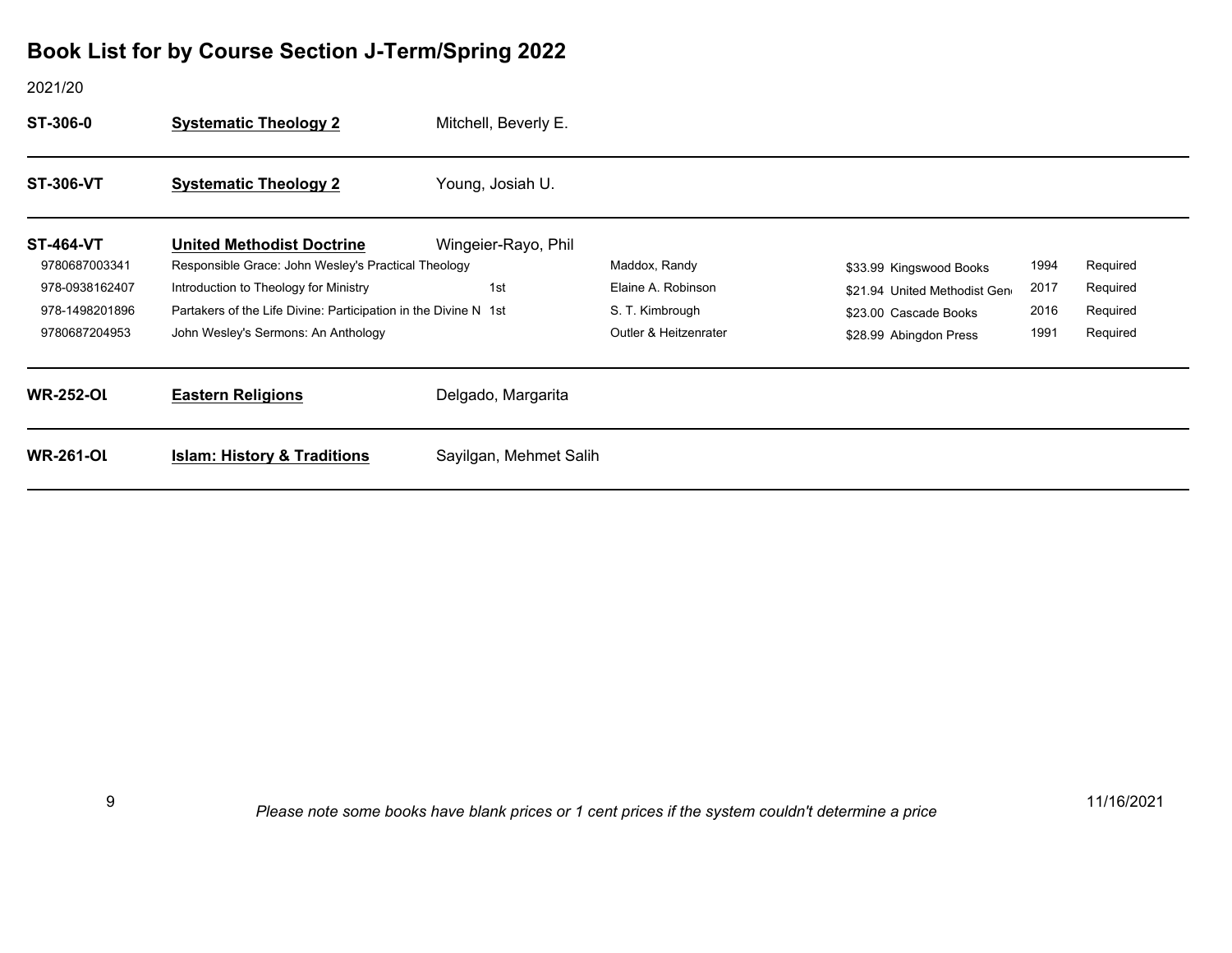# Book List for by Course Section J-Term/Spring 2022

2021/20

**ST-306-0** **Systematic Theology 2** Mitchell, Beverly E.

---

**ST-306-VT** **Systematic Theology 2** Young, Josiah U.

---

**ST-464-VT** **United Methodist Doctrine** Wingeier-Rayo, Phil

| | | | | | | | |
|---|---|---|---|---|---|---|---|
| 9780687003341 | Responsible Grace: John Wesley's Practical Theology | | Maddox, Randy | $33.99 | Kingswood Books | 1994 | Required |
| 978-0938162407 | Introduction to Theology for Ministry | 1st | Elaine A. Robinson | $21.94 | United Methodist Gen | 2017 | Required |
| 978-1498201896 | Partakers of the Life Divine: Participation in the Divine N | 1st | S. T. Kimbrough | $23.00 | Cascade Books | 2016 | Required |
| 9780687204953 | John Wesley's Sermons: An Anthology | | Outler & Heitzenrater | $28.99 | Abingdon Press | 1991 | Required |

---

**WR-252-OL** **Eastern Religions** Delgado, Margarita

---

**WR-261-OL** **Islam: History & Traditions** Sayilgan, Mehmet Salih

---

*Please note some books have blank prices or 1 cent prices if the system couldn't determine a price*

11/16/2021